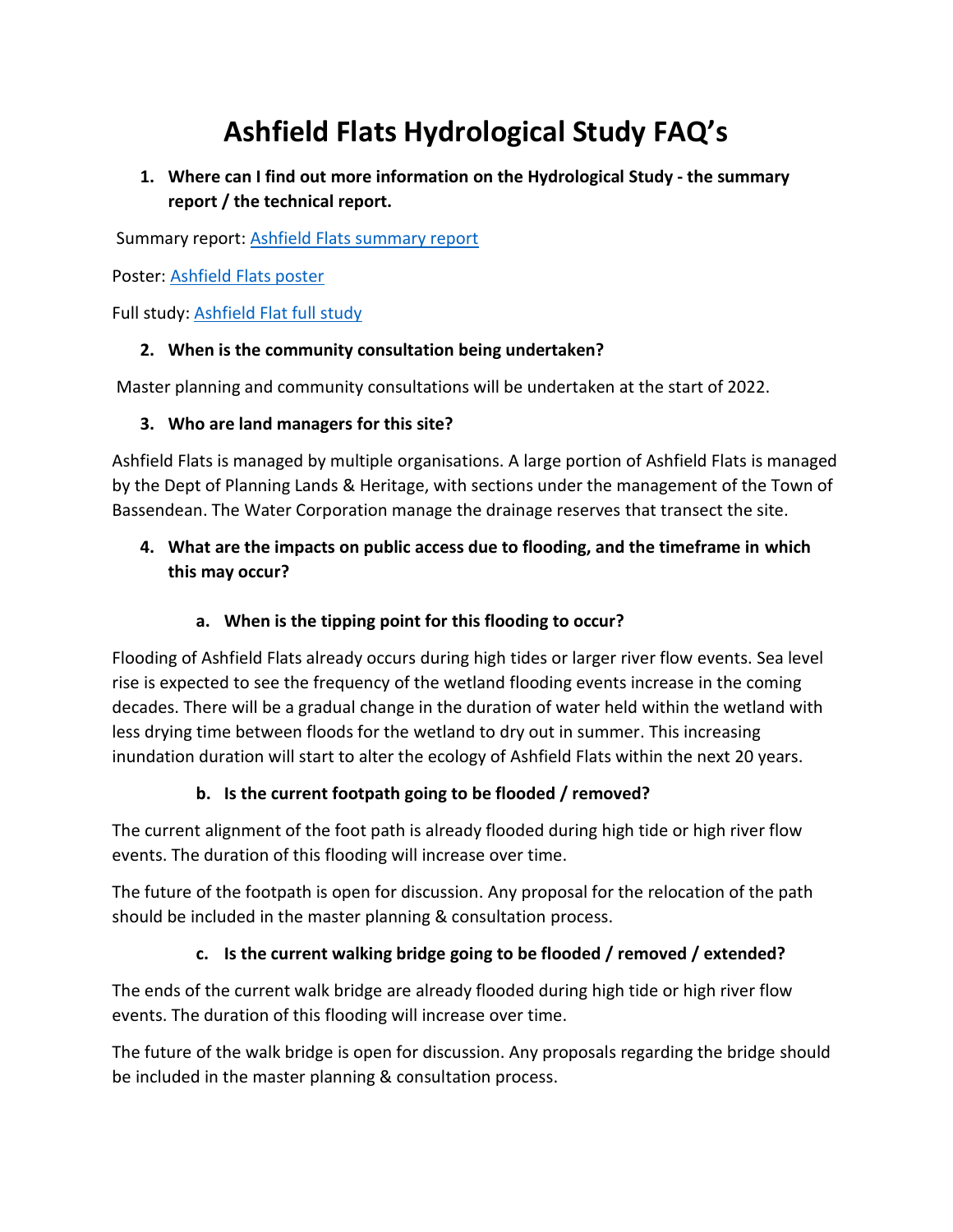# Ashfield Flats Hydrological Study FAQ's

1. **Where can I find out more information on the Hydrological Study - the summary report / the technical report.**

Summary report: [Ashfield Flats summary report]()

Poster: [Ashfield Flats poster]()

Full study: [Ashfield Flat full study]()

2. **When is the community consultation being undertaken?**

Master planning and community consultations will be undertaken at the start of 2022.

3. **Who are land managers for this site?**

Ashfield Flats is managed by multiple organisations. A large portion of Ashfield Flats is managed by the Dept of Planning Lands & Heritage, with sections under the management of the Town of Bassendean. The Water Corporation manage the drainage reserves that transect the site.

4. **What are the impacts on public access due to flooding, and the timeframe in which this may occur?**

   a. **When is the tipping point for this flooding to occur?**

Flooding of Ashfield Flats already occurs during high tides or larger river flow events. Sea level rise is expected to see the frequency of the wetland flooding events increase in the coming decades. There will be a gradual change in the duration of water held within the wetland with less drying time between floods for the wetland to dry out in summer. This increasing inundation duration will start to alter the ecology of Ashfield Flats within the next 20 years.

   b. **Is the current footpath going to be flooded / removed?**

The current alignment of the foot path is already flooded during high tide or high river flow events. The duration of this flooding will increase over time.

The future of the footpath is open for discussion. Any proposal for the relocation of the path should be included in the master planning & consultation process.

   c. **Is the current walking bridge going to be flooded / removed / extended?**

The ends of the current walk bridge are already flooded during high tide or high river flow events. The duration of this flooding will increase over time.

The future of the walk bridge is open for discussion. Any proposals regarding the bridge should be included in the master planning & consultation process.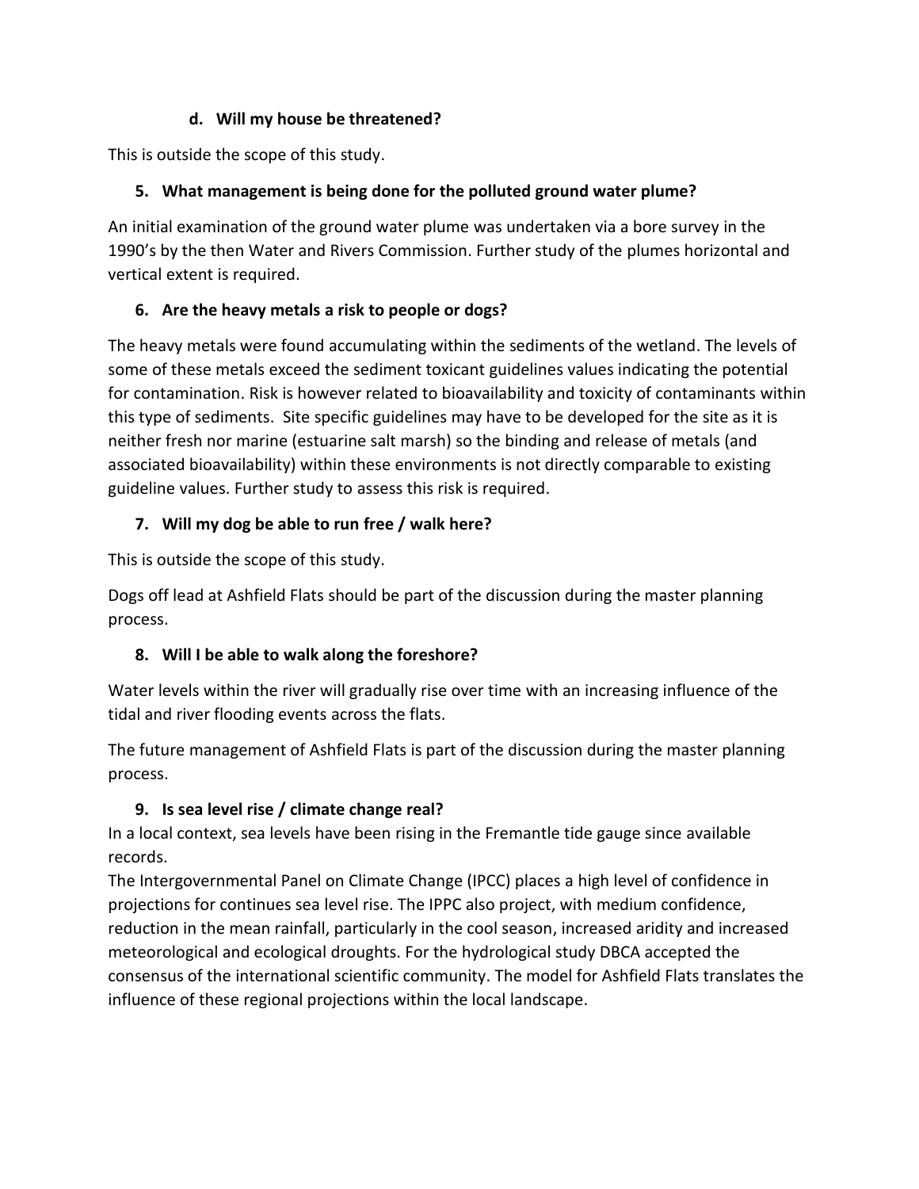**d. Will my house be threatened?**

This is outside the scope of this study.

### 5. What management is being done for the polluted ground water plume?

An initial examination of the ground water plume was undertaken via a bore survey in the 1990's by the then Water and Rivers Commission. Further study of the plumes horizontal and vertical extent is required.

### 6. Are the heavy metals a risk to people or dogs?

The heavy metals were found accumulating within the sediments of the wetland. The levels of some of these metals exceed the sediment toxicant guidelines values indicating the potential for contamination. Risk is however related to bioavailability and toxicity of contaminants within this type of sediments. Site specific guidelines may have to be developed for the site as it is neither fresh nor marine (estuarine salt marsh) so the binding and release of metals (and associated bioavailability) within these environments is not directly comparable to existing guideline values. Further study to assess this risk is required.

### 7. Will my dog be able to run free / walk here?

This is outside the scope of this study.

Dogs off lead at Ashfield Flats should be part of the discussion during the master planning process.

### 8. Will I be able to walk along the foreshore?

Water levels within the river will gradually rise over time with an increasing influence of the tidal and river flooding events across the flats.

The future management of Ashfield Flats is part of the discussion during the master planning process.

### 9. Is sea level rise / climate change real?

In a local context, sea levels have been rising in the Fremantle tide gauge since available records.

The Intergovernmental Panel on Climate Change (IPCC) places a high level of confidence in projections for continues sea level rise. The IPPC also project, with medium confidence, reduction in the mean rainfall, particularly in the cool season, increased aridity and increased meteorological and ecological droughts. For the hydrological study DBCA accepted the consensus of the international scientific community. The model for Ashfield Flats translates the influence of these regional projections within the local landscape.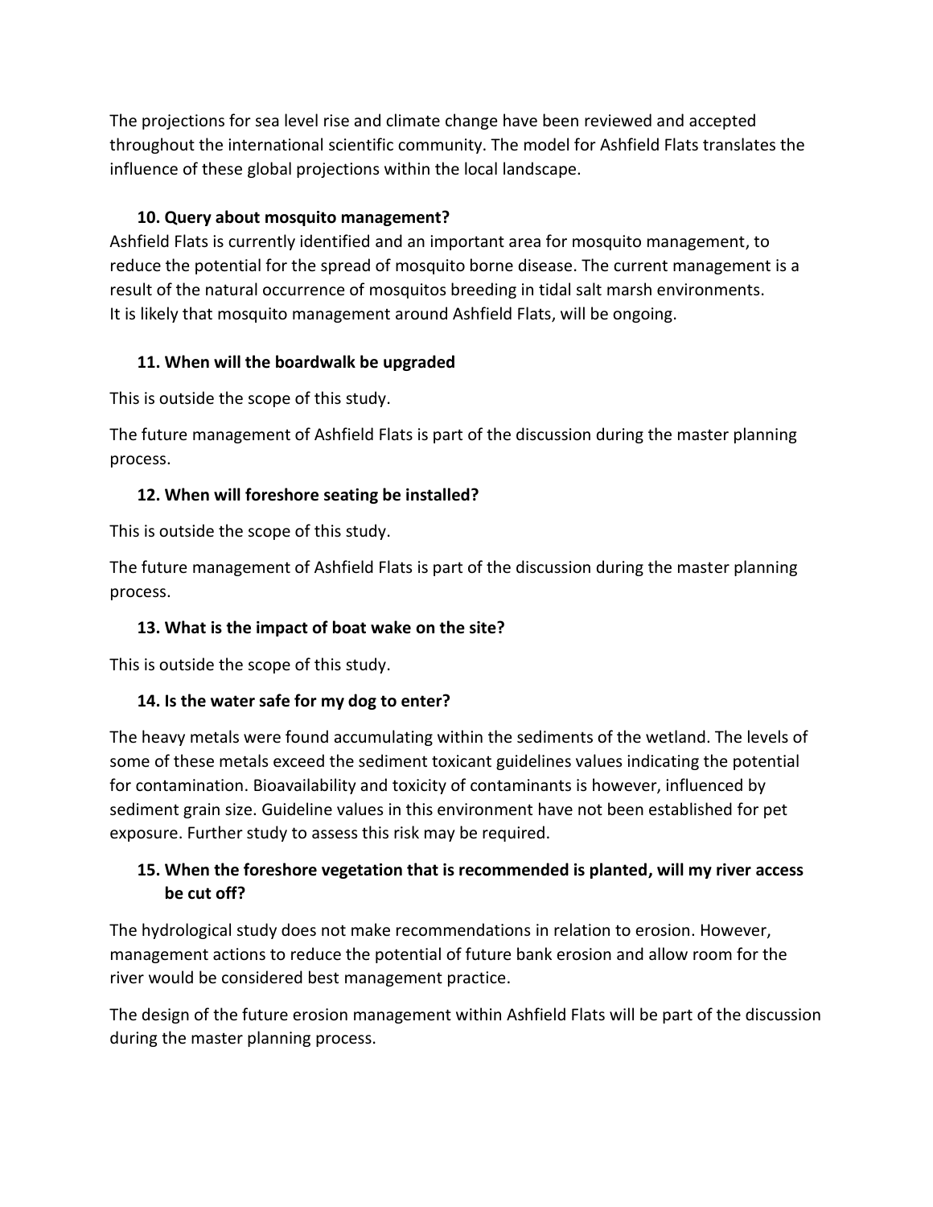The projections for sea level rise and climate change have been reviewed and accepted throughout the international scientific community. The model for Ashfield Flats translates the influence of these global projections within the local landscape.

### 10. Query about mosquito management?

Ashfield Flats is currently identified and an important area for mosquito management, to reduce the potential for the spread of mosquito borne disease. The current management is a result of the natural occurrence of mosquitos breeding in tidal salt marsh environments.
It is likely that mosquito management around Ashfield Flats, will be ongoing.

### 11. When will the boardwalk be upgraded

This is outside the scope of this study.

The future management of Ashfield Flats is part of the discussion during the master planning process.

### 12. When will foreshore seating be installed?

This is outside the scope of this study.

The future management of Ashfield Flats is part of the discussion during the master planning process.

### 13. What is the impact of boat wake on the site?

This is outside the scope of this study.

### 14. Is the water safe for my dog to enter?

The heavy metals were found accumulating within the sediments of the wetland. The levels of some of these metals exceed the sediment toxicant guidelines values indicating the potential for contamination. Bioavailability and toxicity of contaminants is however, influenced by sediment grain size. Guideline values in this environment have not been established for pet exposure. Further study to assess this risk may be required.

### 15. When the foreshore vegetation that is recommended is planted, will my river access be cut off?

The hydrological study does not make recommendations in relation to erosion. However, management actions to reduce the potential of future bank erosion and allow room for the river would be considered best management practice.

The design of the future erosion management within Ashfield Flats will be part of the discussion during the master planning process.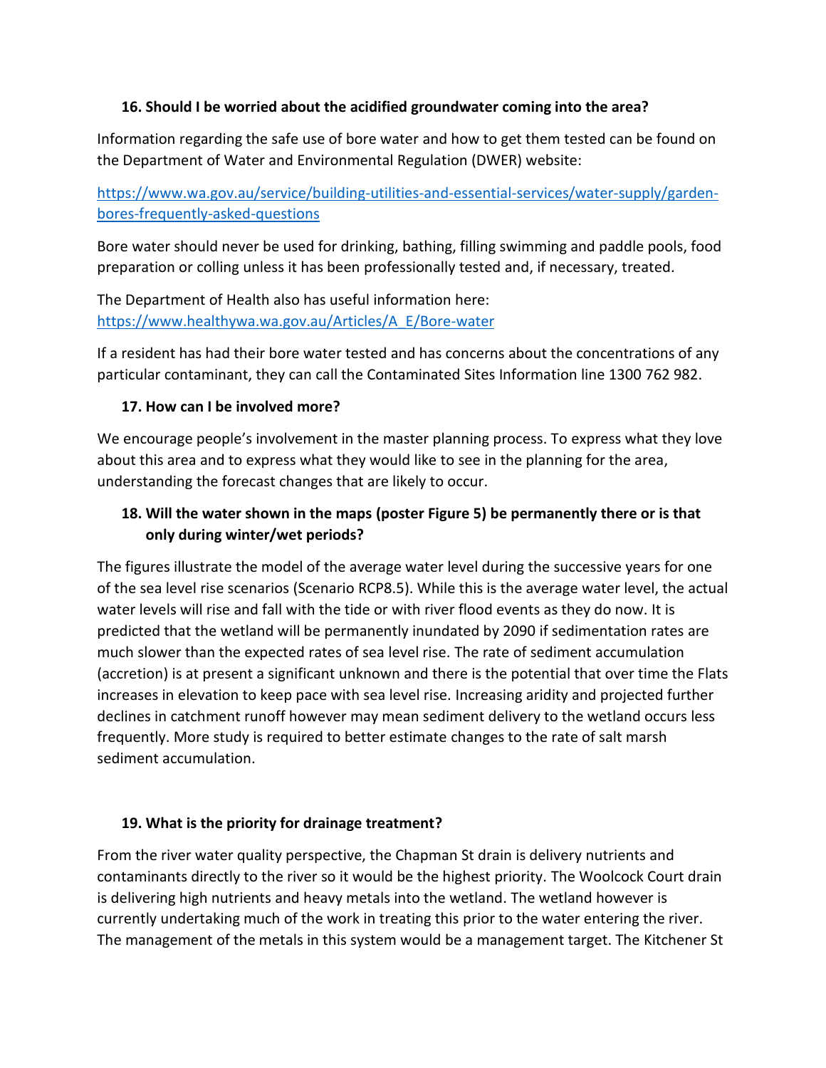### 16. Should I be worried about the acidified groundwater coming into the area?

Information regarding the safe use of bore water and how to get them tested can be found on the Department of Water and Environmental Regulation (DWER) website:

[https://www.wa.gov.au/service/building-utilities-and-essential-services/water-supply/garden-bores-frequently-asked-questions](https://www.wa.gov.au/service/building-utilities-and-essential-services/water-supply/garden-bores-frequently-asked-questions)

Bore water should never be used for drinking, bathing, filling swimming and paddle pools, food preparation or colling unless it has been professionally tested and, if necessary, treated.

The Department of Health also has useful information here: [https://www.healthywa.wa.gov.au/Articles/A_E/Bore-water](https://www.healthywa.wa.gov.au/Articles/A_E/Bore-water)

If a resident has had their bore water tested and has concerns about the concentrations of any particular contaminant, they can call the Contaminated Sites Information line 1300 762 982.

### 17. How can I be involved more?

We encourage people's involvement in the master planning process. To express what they love about this area and to express what they would like to see in the planning for the area, understanding the forecast changes that are likely to occur.

### 18. Will the water shown in the maps (poster Figure 5) be permanently there or is that only during winter/wet periods?

The figures illustrate the model of the average water level during the successive years for one of the sea level rise scenarios (Scenario RCP8.5). While this is the average water level, the actual water levels will rise and fall with the tide or with river flood events as they do now. It is predicted that the wetland will be permanently inundated by 2090 if sedimentation rates are much slower than the expected rates of sea level rise. The rate of sediment accumulation (accretion) is at present a significant unknown and there is the potential that over time the Flats increases in elevation to keep pace with sea level rise. Increasing aridity and projected further declines in catchment runoff however may mean sediment delivery to the wetland occurs less frequently. More study is required to better estimate changes to the rate of salt marsh sediment accumulation.

### 19. What is the priority for drainage treatment?

From the river water quality perspective, the Chapman St drain is delivery nutrients and contaminants directly to the river so it would be the highest priority. The Woolcock Court drain is delivering high nutrients and heavy metals into the wetland. The wetland however is currently undertaking much of the work in treating this prior to the water entering the river. The management of the metals in this system would be a management target. The Kitchener St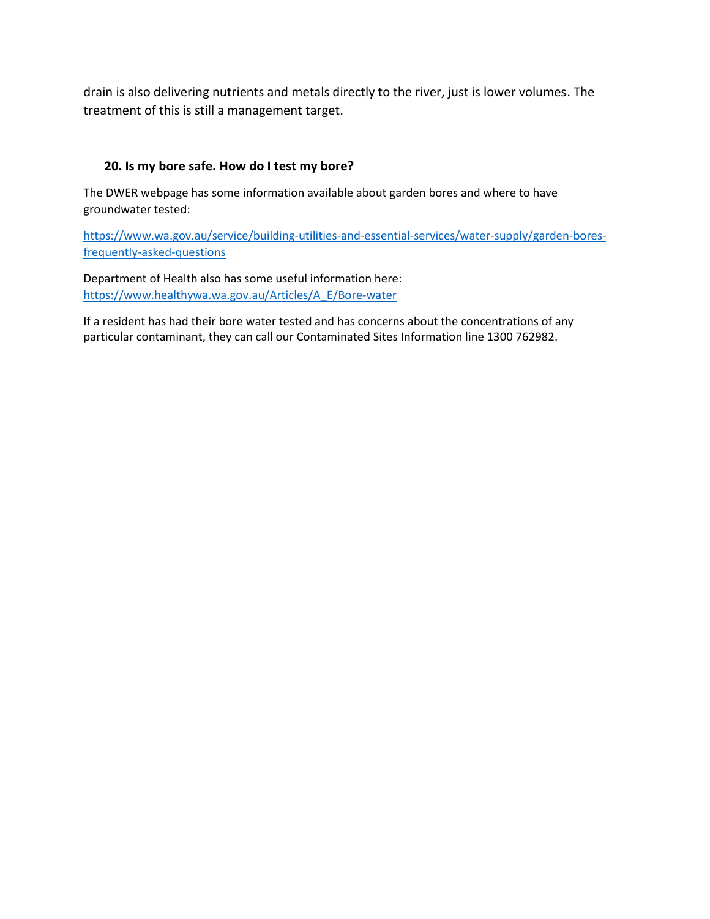drain is also delivering nutrients and metals directly to the river, just is lower volumes. The treatment of this is still a management target.

### 20. Is my bore safe. How do I test my bore?

The DWER webpage has some information available about garden bores and where to have groundwater tested:

https://www.wa.gov.au/service/building-utilities-and-essential-services/water-supply/garden-bores-frequently-asked-questions

Department of Health also has some useful information here:
https://www.healthywa.wa.gov.au/Articles/A_E/Bore-water

If a resident has had their bore water tested and has concerns about the concentrations of any particular contaminant, they can call our Contaminated Sites Information line 1300 762982.